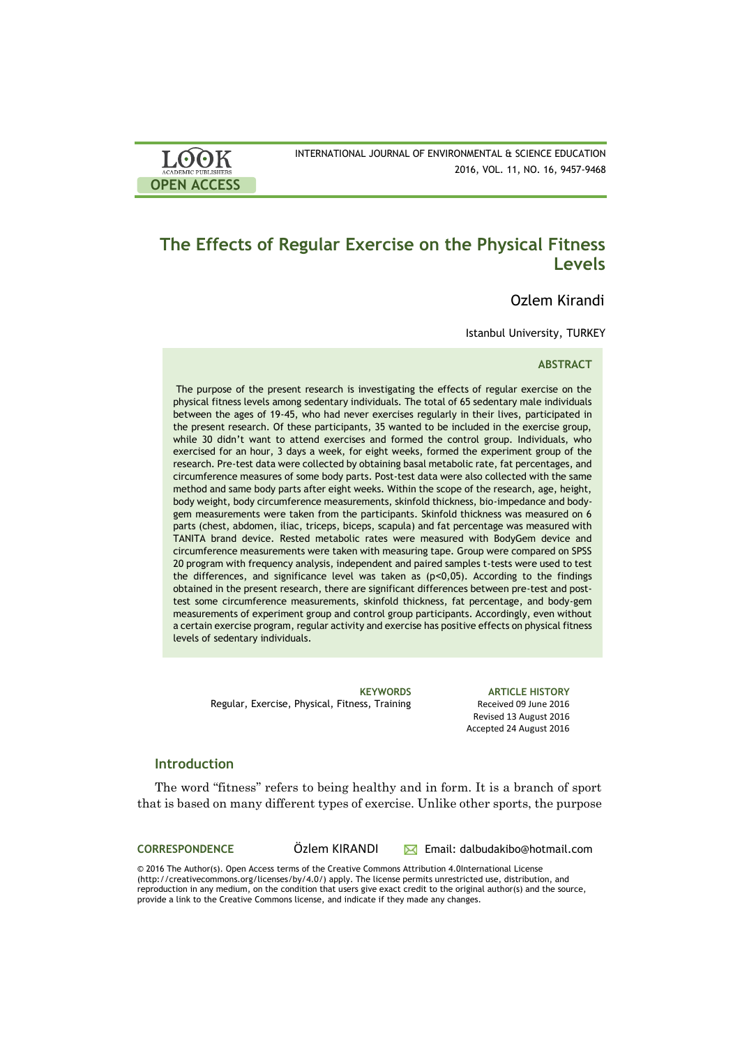# The Effects of Regular Exercise on the Physical Fitness Levels

Ozlem Kirandi

Istanbul University, TURKEY

### ABSTRACT

The purpose of the present research is investigating the effects of regular exercise on the physical fitness levels among sedentary individuals. The total of 65 sedentary male individuals between the ages of 19-45, who had never exercises regularly in their lives, participated in the present research. Of these participants, 35 wanted to be included in the exercise group, while 30 didn't want to attend exercises and formed the control group. Individuals, who exercised for an hour, 3 days a week, for eight weeks, formed the experiment group of the research. Pre-test data were collected by obtaining basal metabolic rate, fat percentages, and circumference measures of some body parts. Post-test data were also collected with the same method and same body parts after eight weeks. Within the scope of the research, age, height, body weight, body circumference measurements, skinfold thickness, bio-impedance and body-gem measurements were taken from the participants. Skinfold thickness was measured on 6 parts (chest, abdomen, iliac, triceps, biceps, scapula) and fat percentage was measured with TANITA brand device. Rested metabolic rates were measured with BodyGem device and circumference measurements were taken with measuring tape. Group were compared on SPSS 20 program with frequency analysis, independent and paired samples t-tests were used to test the differences, and significance level was taken as ($p<0,05$). According to the findings obtained in the present research, there are significant differences between pre-test and post-test some circumference measurements, skinfold thickness, fat percentage, and body-gem measurements of experiment group and control group participants. Accordingly, even without a certain exercise program, regular activity and exercise has positive effects on physical fitness levels of sedentary individuals.

**KEYWORDS**
Regular, Exercise, Physical, Fitness, Training

**ARTICLE HISTORY**
Received 09 June 2016
Revised 13 August 2016
Accepted 24 August 2016

## Introduction

The word "fitness" refers to being healthy and in form. It is a branch of sport that is based on many different types of exercise. Unlike other sports, the purpose

**CORRESPONDENCE** Özlem KIRANDI Email: dalbudakibo@hotmail.com

© 2016 The Author(s). Open Access terms of the Creative Commons Attribution 4.0International License (http://creativecommons.org/licenses/by/4.0/) apply. The license permits unrestricted use, distribution, and reproduction in any medium, on the condition that users give exact credit to the original author(s) and the source, provide a link to the Creative Commons license, and indicate if they made any changes.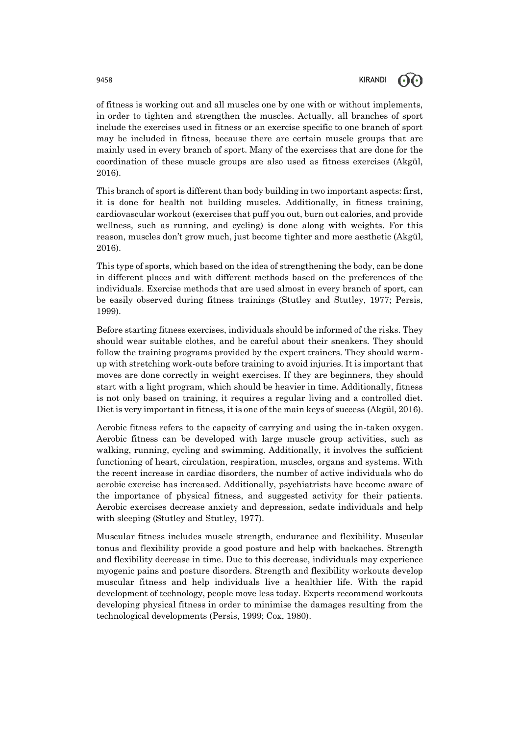of fitness is working out and all muscles one by one with or without implements, in order to tighten and strengthen the muscles. Actually, all branches of sport include the exercises used in fitness or an exercise specific to one branch of sport may be included in fitness, because there are certain muscle groups that are mainly used in every branch of sport. Many of the exercises that are done for the coordination of these muscle groups are also used as fitness exercises (Akgül, 2016).

This branch of sport is different than body building in two important aspects: first, it is done for health not building muscles. Additionally, in fitness training, cardiovascular workout (exercises that puff you out, burn out calories, and provide wellness, such as running, and cycling) is done along with weights. For this reason, muscles don't grow much, just become tighter and more aesthetic (Akgül, 2016).

This type of sports, which based on the idea of strengthening the body, can be done in different places and with different methods based on the preferences of the individuals. Exercise methods that are used almost in every branch of sport, can be easily observed during fitness trainings (Stutley and Stutley, 1977; Persis, 1999).

Before starting fitness exercises, individuals should be informed of the risks. They should wear suitable clothes, and be careful about their sneakers. They should follow the training programs provided by the expert trainers. They should warm-up with stretching work-outs before training to avoid injuries. It is important that moves are done correctly in weight exercises. If they are beginners, they should start with a light program, which should be heavier in time. Additionally, fitness is not only based on training, it requires a regular living and a controlled diet. Diet is very important in fitness, it is one of the main keys of success (Akgül, 2016).

Aerobic fitness refers to the capacity of carrying and using the in-taken oxygen. Aerobic fitness can be developed with large muscle group activities, such as walking, running, cycling and swimming. Additionally, it involves the sufficient functioning of heart, circulation, respiration, muscles, organs and systems. With the recent increase in cardiac disorders, the number of active individuals who do aerobic exercise has increased. Additionally, psychiatrists have become aware of the importance of physical fitness, and suggested activity for their patients. Aerobic exercises decrease anxiety and depression, sedate individuals and help with sleeping (Stutley and Stutley, 1977).

Muscular fitness includes muscle strength, endurance and flexibility. Muscular tonus and flexibility provide a good posture and help with backaches. Strength and flexibility decrease in time. Due to this decrease, individuals may experience myogenic pains and posture disorders. Strength and flexibility workouts develop muscular fitness and help individuals live a healthier life. With the rapid development of technology, people move less today. Experts recommend workouts developing physical fitness in order to minimise the damages resulting from the technological developments (Persis, 1999; Cox, 1980).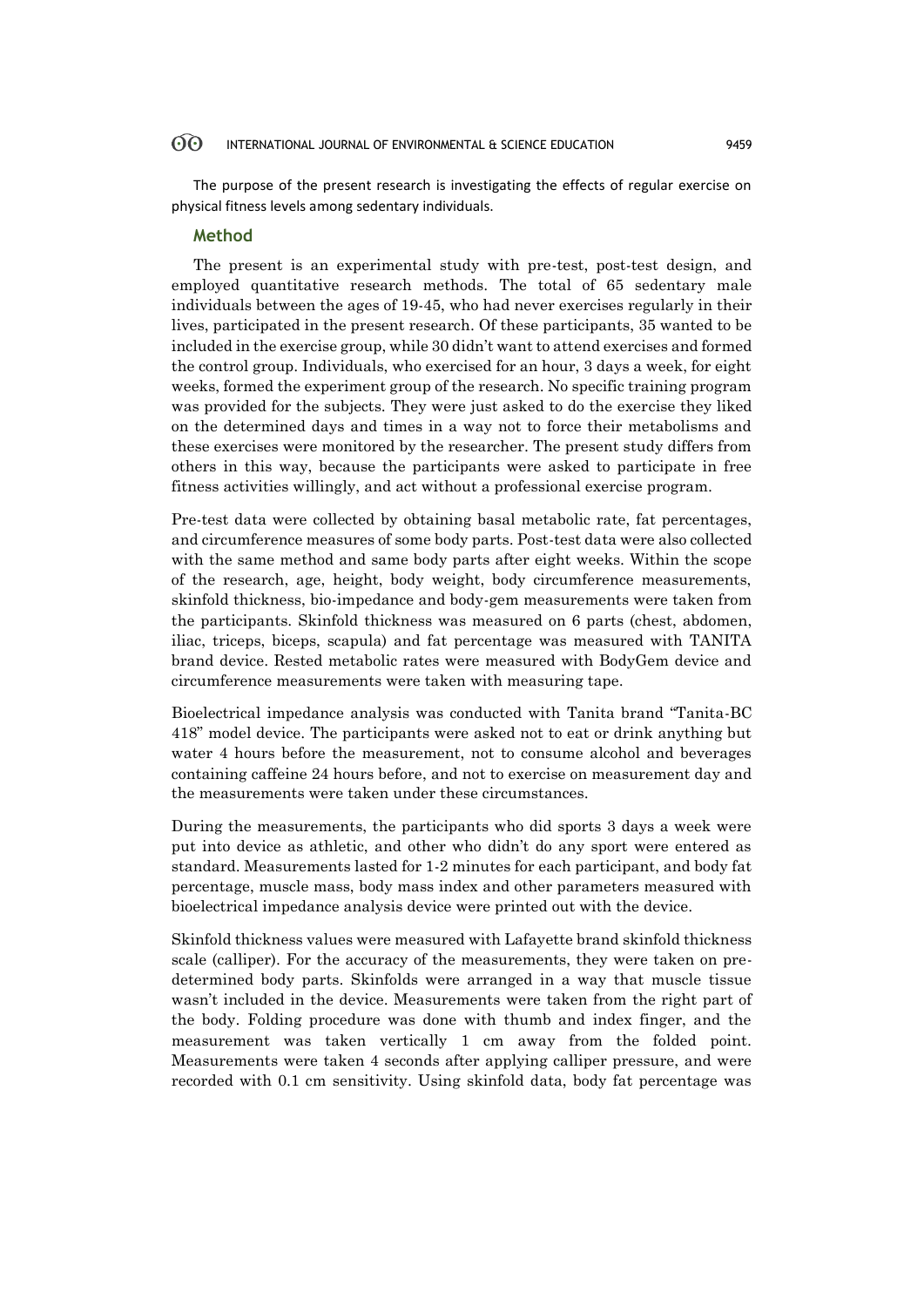The purpose of the present research is investigating the effects of regular exercise on physical fitness levels among sedentary individuals.

## Method

The present is an experimental study with pre-test, post-test design, and employed quantitative research methods. The total of 65 sedentary male individuals between the ages of 19-45, who had never exercises regularly in their lives, participated in the present research. Of these participants, 35 wanted to be included in the exercise group, while 30 didn't want to attend exercises and formed the control group. Individuals, who exercised for an hour, 3 days a week, for eight weeks, formed the experiment group of the research. No specific training program was provided for the subjects. They were just asked to do the exercise they liked on the determined days and times in a way not to force their metabolisms and these exercises were monitored by the researcher. The present study differs from others in this way, because the participants were asked to participate in free fitness activities willingly, and act without a professional exercise program.

Pre-test data were collected by obtaining basal metabolic rate, fat percentages, and circumference measures of some body parts. Post-test data were also collected with the same method and same body parts after eight weeks. Within the scope of the research, age, height, body weight, body circumference measurements, skinfold thickness, bio-impedance and body-gem measurements were taken from the participants. Skinfold thickness was measured on 6 parts (chest, abdomen, iliac, triceps, biceps, scapula) and fat percentage was measured with TANITA brand device. Rested metabolic rates were measured with BodyGem device and circumference measurements were taken with measuring tape.

Bioelectrical impedance analysis was conducted with Tanita brand "Tanita-BC 418" model device. The participants were asked not to eat or drink anything but water 4 hours before the measurement, not to consume alcohol and beverages containing caffeine 24 hours before, and not to exercise on measurement day and the measurements were taken under these circumstances.

During the measurements, the participants who did sports 3 days a week were put into device as athletic, and other who didn't do any sport were entered as standard. Measurements lasted for 1-2 minutes for each participant, and body fat percentage, muscle mass, body mass index and other parameters measured with bioelectrical impedance analysis device were printed out with the device.

Skinfold thickness values were measured with Lafayette brand skinfold thickness scale (calliper). For the accuracy of the measurements, they were taken on pre-determined body parts. Skinfolds were arranged in a way that muscle tissue wasn't included in the device. Measurements were taken from the right part of the body. Folding procedure was done with thumb and index finger, and the measurement was taken vertically 1 cm away from the folded point. Measurements were taken 4 seconds after applying calliper pressure, and were recorded with 0.1 cm sensitivity. Using skinfold data, body fat percentage was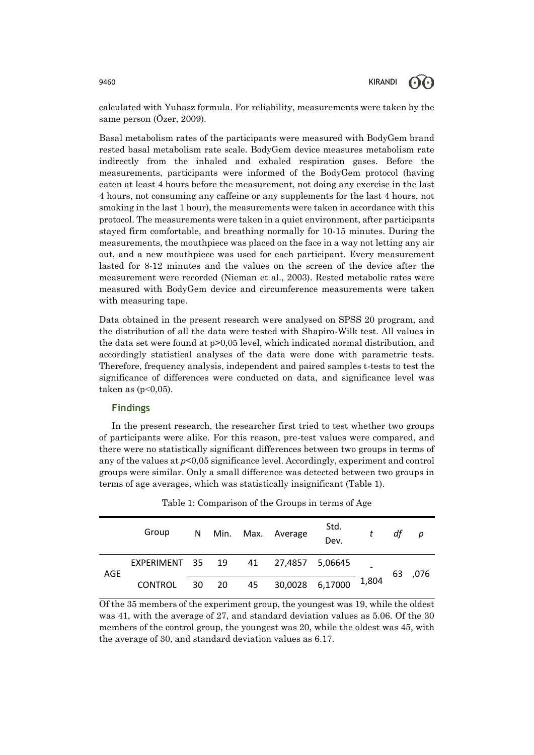calculated with Yuhasz formula. For reliability, measurements were taken by the same person (Özer, 2009).

Basal metabolism rates of the participants were measured with BodyGem brand rested basal metabolism rate scale. BodyGem device measures metabolism rate indirectly from the inhaled and exhaled respiration gases. Before the measurements, participants were informed of the BodyGem protocol (having eaten at least 4 hours before the measurement, not doing any exercise in the last 4 hours, not consuming any caffeine or any supplements for the last 4 hours, not smoking in the last 1 hour), the measurements were taken in accordance with this protocol. The measurements were taken in a quiet environment, after participants stayed firm comfortable, and breathing normally for 10-15 minutes. During the measurements, the mouthpiece was placed on the face in a way not letting any air out, and a new mouthpiece was used for each participant. Every measurement lasted for 8-12 minutes and the values on the screen of the device after the measurement were recorded (Nieman et al., 2003). Rested metabolic rates were measured with BodyGem device and circumference measurements were taken with measuring tape.

Data obtained in the present research were analysed on SPSS 20 program, and the distribution of all the data were tested with Shapiro-Wilk test. All values in the data set were found at $p>0,05$ level, which indicated normal distribution, and accordingly statistical analyses of the data were done with parametric tests. Therefore, frequency analysis, independent and paired samples t-tests to test the significance of differences were conducted on data, and significance level was taken as ($p<0,05$).

## Findings

In the present research, the researcher first tried to test whether two groups of participants were alike. For this reason, pre-test values were compared, and there were no statistically significant differences between two groups in terms of any of the values at $p<0,05$ significance level. Accordingly, experiment and control groups were similar. Only a small difference was detected between two groups in terms of age averages, which was statistically insignificant (Table 1).

Table 1: Comparison of the Groups in terms of Age

| | Group | N | Min. | Max. | Average | Std. Dev. | *t* | *df* | *p* |
|---|---|---|---|---|---|---|---|---|---|
| AGE | EXPERIMENT | 35 | 19 | 41 | 27,4857 | 5,06645 | -1,804 | 63 | ,076 |
| | CONTROL | 30 | 20 | 45 | 30,0028 | 6,17000 | | | |

Of the 35 members of the experiment group, the youngest was 19, while the oldest was 41, with the average of 27, and standard deviation values as 5.06. Of the 30 members of the control group, the youngest was 20, while the oldest was 45, with the average of 30, and standard deviation values as 6.17.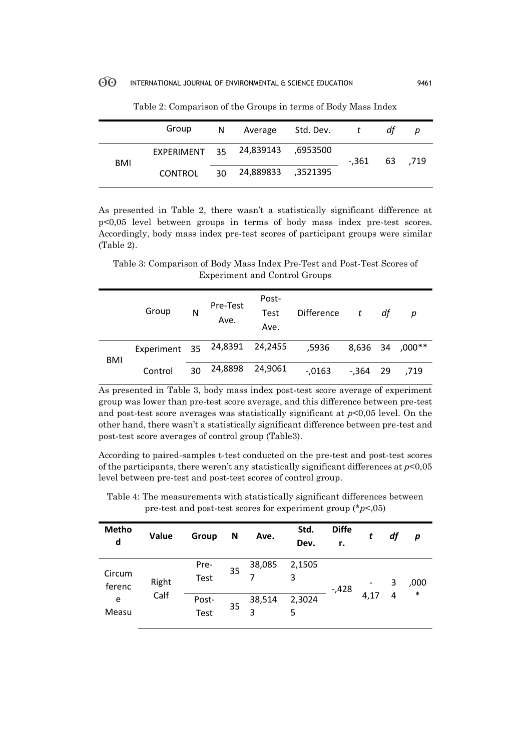Table 2: Comparison of the Groups in terms of Body Mass Index

| | Group | N | Average | Std. Dev. | *t* | *df* | *p* |
|---|---|---|---|---|---|---|---|
| BMI | EXPERIMENT | 35 | 24,839143 | ,6953500 | -,361 | 63 | ,719 |
| | CONTROL | 30 | 24,889833 | ,3521395 | | | |

As presented in Table 2, there wasn't a statistically significant difference at p<0,05 level between groups in terms of body mass index pre-test scores. Accordingly, body mass index pre-test scores of participant groups were similar (Table 2).

Table 3: Comparison of Body Mass Index Pre-Test and Post-Test Scores of Experiment and Control Groups

| | Group | N | Pre-Test Ave. | Post-Test Ave. | Difference | *t* | *df* | *p* |
|---|---|---|---|---|---|---|---|---|
| BMI | Experiment | 35 | 24,8391 | 24,2455 | ,5936 | 8,636 | 34 | ,000** |
| | Control | 30 | 24,8898 | 24,9061 | -,0163 | -,364 | 29 | ,719 |

As presented in Table 3, body mass index post-test score average of experiment group was lower than pre-test score average, and this difference between pre-test and post-test score averages was statistically significant at *p*<0,05 level. On the other hand, there wasn't a statistically significant difference between pre-test and post-test score averages of control group (Table3).

According to paired-samples t-test conducted on the pre-test and post-test scores of the participants, there weren't any statistically significant differences at *p*<0,05 level between pre-test and post-test scores of control group.

Table 4: The measurements with statistically significant differences between pre-test and post-test scores for experiment group (\**p*<,05)

| Method | Value | Group | N | Ave. | Std. Dev. | Differ. | *t* | *df* | *p* |
|---|---|---|---|---|---|---|---|---|---|
| Circumference Measu | Right Calf | Pre-Test | 35 | 38,0857 | 2,15053 | -,428 | -4,17 | 34 | ,000* |
| | | Post-Test | 35 | 38,5143 | 2,30245 | | | | |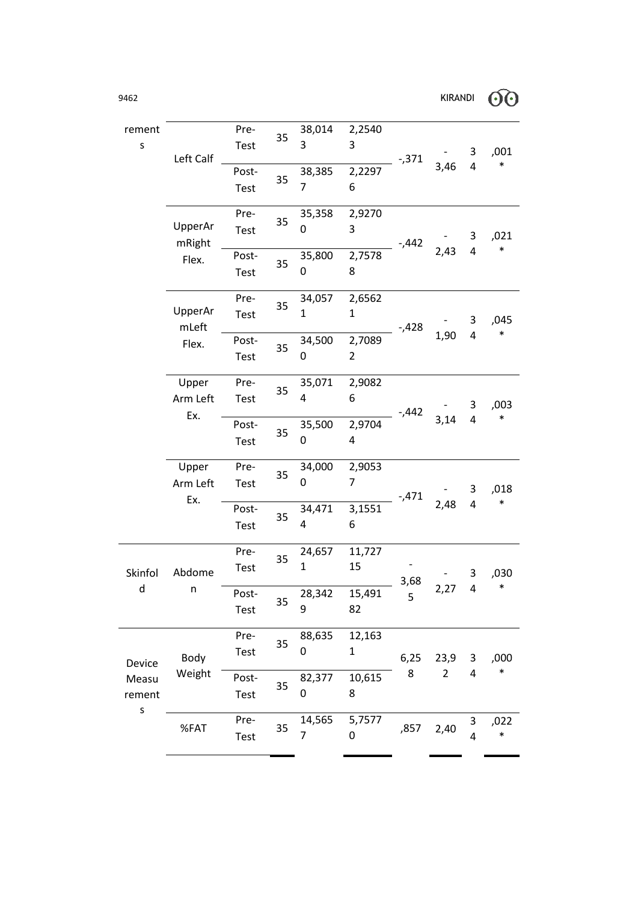| | | | | | | | | | |
|---|---|---|---|---|---|---|---|---|---|
| rements | Left Calf | Pre-Test | 35 | 38,0143 | 2,25403 | -,371 | -3,46 | 34 | ,001* |
| | | Post-Test | 35 | 38,3857 | 2,22976 | | | | |
| | UpperArmRight Flex. | Pre-Test | 35 | 35,3580 | 2,92703 | -,442 | -2,43 | 34 | ,021* |
| | | Post-Test | 35 | 35,8000 | 2,75788 | | | | |
| | UpperArmLeft Flex. | Pre-Test | 35 | 34,0571 | 2,65621 | -,428 | -1,90 | 34 | ,045* |
| | | Post-Test | 35 | 34,5000 | 2,70892 | | | | |
| | Upper Arm Left Ex. | Pre-Test | 35 | 35,0714 | 2,90826 | -,442 | -3,14 | 34 | ,003* |
| | | Post-Test | 35 | 35,5000 | 2,97044 | | | | |
| | Upper Arm Left Ex. | Pre-Test | 35 | 34,0000 | 2,90537 | -,471 | -2,48 | 34 | ,018* |
| | | Post-Test | 35 | 34,4714 | 3,15516 | | | | |
| Skinfold | Abdomen | Pre-Test | 35 | 24,6571 | 11,72715 | -3,685 | -2,27 | 34 | ,030* |
| | | Post-Test | 35 | 28,3429 | 15,49182 | | | | |
| Device Measurements | Body Weight | Pre-Test | 35 | 88,6350 | 12,1631 | 6,258 | 23,92 | 34 | ,000* |
| | | Post-Test | 35 | 82,3770 | 10,6158 | | | | |
| | %FAT | Pre-Test | 35 | 14,5657 | 5,75770 | ,857 | 2,40 | 34 | ,022* |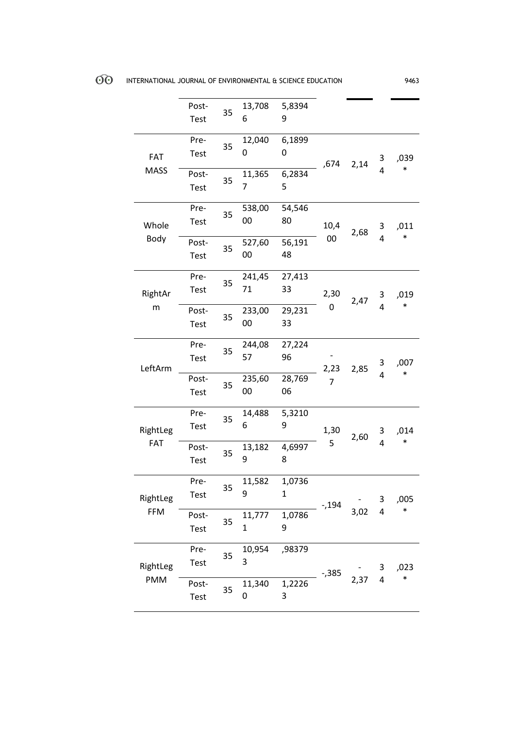| | | | | | | | | |
|---|---|---|---|---|---|---|---|---|
| | Post-Test | 35 | 13,7086 | 5,83949 | | | | |
| FAT MASS | Pre-Test | 35 | 12,0400 | 6,18990 | ,674 | 2,14 | 34 | ,039* |
| | Post-Test | 35 | 11,3657 | 6,28345 | | | | |
| Whole Body | Pre-Test | 35 | 538,0000 | 54,54680 | 10,400 | 2,68 | 34 | ,011* |
| | Post-Test | 35 | 527,6000 | 56,19148 | | | | |
| RightArm | Pre-Test | 35 | 241,4571 | 27,41333 | 2,300 | 2,47 | 34 | ,019* |
| | Post-Test | 35 | 233,0000 | 29,23133 | | | | |
| LeftArm | Pre-Test | 35 | 244,0857 | 27,22496 | -2,237 | 2,85 | 34 | ,007* |
| | Post-Test | 35 | 235,6000 | 28,76906 | | | | |
| RightLeg FAT | Pre-Test | 35 | 14,4886 | 5,32109 | 1,305 | 2,60 | 34 | ,014* |
| | Post-Test | 35 | 13,1829 | 4,69978 | | | | |
| RightLeg FFM | Pre-Test | 35 | 11,5829 | 1,07361 | -,194 | -3,02 | 34 | ,005* |
| | Post-Test | 35 | 11,7771 | 1,07869 | | | | |
| RightLeg PMM | Pre-Test | 35 | 10,9543 | ,98379 | -,385 | -2,37 | 34 | ,023* |
| | Post-Test | 35 | 11,3400 | 1,22263 | | | | |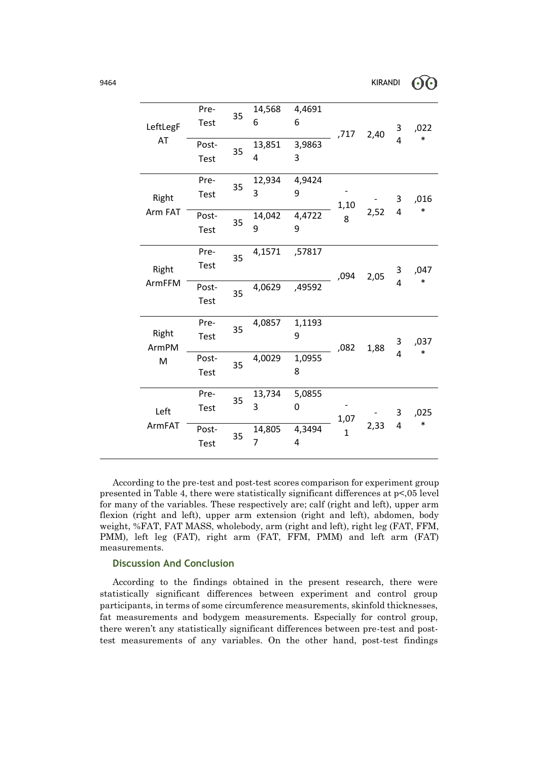| | | | | | | | | |
|---|---|---|---|---|---|---|---|---|
| LeftLegFAT | Pre-Test | 35 | 14,5686 | 4,46916 | ,717 | 2,40 | 34 | ,022* |
| | Post-Test | 35 | 13,8514 | 3,98633 | | | | |
| Right Arm FAT | Pre-Test | 35 | 12,9343 | 4,94249 | -1,108 | -2,52 | 34 | ,016* |
| | Post-Test | 35 | 14,0429 | 4,47229 | | | | |
| Right ArmFFM | Pre-Test | 35 | 4,1571 | ,57817 | ,094 | 2,05 | 34 | ,047* |
| | Post-Test | 35 | 4,0629 | ,49592 | | | | |
| Right ArmPMM | Pre-Test | 35 | 4,0857 | 1,11939 | ,082 | 1,88 | 34 | ,037* |
| | Post-Test | 35 | 4,0029 | 1,09558 | | | | |
| Left ArmFAT | Pre-Test | 35 | 13,7343 | 5,08550 | -1,071 | -2,33 | 34 | ,025* |
| | Post-Test | 35 | 14,8057 | 4,34944 | | | | |

According to the pre-test and post-test scores comparison for experiment group presented in Table 4, there were statistically significant differences at p<,05 level for many of the variables. These respectively are; calf (right and left), upper arm flexion (right and left), upper arm extension (right and left), abdomen, body weight, %FAT, FAT MASS, wholebody, arm (right and left), right leg (FAT, FFM, PMM), left leg (FAT), right arm (FAT, FFM, PMM) and left arm (FAT) measurements.

## Discussion And Conclusion

According to the findings obtained in the present research, there were statistically significant differences between experiment and control group participants, in terms of some circumference measurements, skinfold thicknesses, fat measurements and bodygem measurements. Especially for control group, there weren't any statistically significant differences between pre-test and post-test measurements of any variables. On the other hand, post-test findings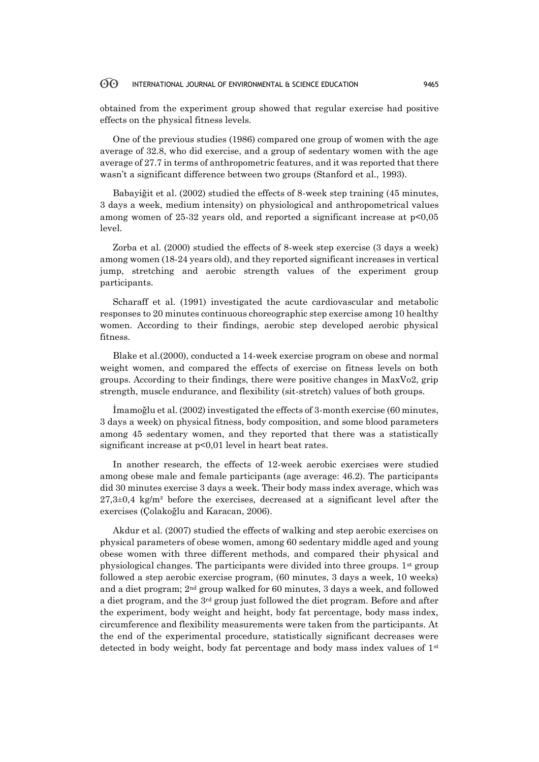obtained from the experiment group showed that regular exercise had positive effects on the physical fitness levels.

One of the previous studies (1986) compared one group of women with the age average of 32.8, who did exercise, and a group of sedentary women with the age average of 27.7 in terms of anthropometric features, and it was reported that there wasn't a significant difference between two groups (Stanford et al., 1993).

Babayiğit et al. (2002) studied the effects of 8-week step training (45 minutes, 3 days a week, medium intensity) on physiological and anthropometrical values among women of 25-32 years old, and reported a significant increase at $p<0,05$ level.

Zorba et al. (2000) studied the effects of 8-week step exercise (3 days a week) among women (18-24 years old), and they reported significant increases in vertical jump, stretching and aerobic strength values of the experiment group participants.

Scharaff et al. (1991) investigated the acute cardiovascular and metabolic responses to 20 minutes continuous choreographic step exercise among 10 healthy women. According to their findings, aerobic step developed aerobic physical fitness.

Blake et al.(2000), conducted a 14-week exercise program on obese and normal weight women, and compared the effects of exercise on fitness levels on both groups. According to their findings, there were positive changes in MaxVo2, grip strength, muscle endurance, and flexibility (sit-stretch) values of both groups.

İmamoğlu et al. (2002) investigated the effects of 3-month exercise (60 minutes, 3 days a week) on physical fitness, body composition, and some blood parameters among 45 sedentary women, and they reported that there was a statistically significant increase at $p<0,01$ level in heart beat rates.

In another research, the effects of 12-week aerobic exercises were studied among obese male and female participants (age average: 46.2). The participants did 30 minutes exercise 3 days a week. Their body mass index average, which was $27,3\pm0,4$ kg/m$^2$ before the exercises, decreased at a significant level after the exercises (Çolakoğlu and Karacan, 2006).

Akdur et al. (2007) studied the effects of walking and step aerobic exercises on physical parameters of obese women, among 60 sedentary middle aged and young obese women with three different methods, and compared their physical and physiological changes. The participants were divided into three groups. 1st group followed a step aerobic exercise program, (60 minutes, 3 days a week, 10 weeks) and a diet program; 2nd group walked for 60 minutes, 3 days a week, and followed a diet program, and the 3rd group just followed the diet program. Before and after the experiment, body weight and height, body fat percentage, body mass index, circumference and flexibility measurements were taken from the participants. At the end of the experimental procedure, statistically significant decreases were detected in body weight, body fat percentage and body mass index values of 1st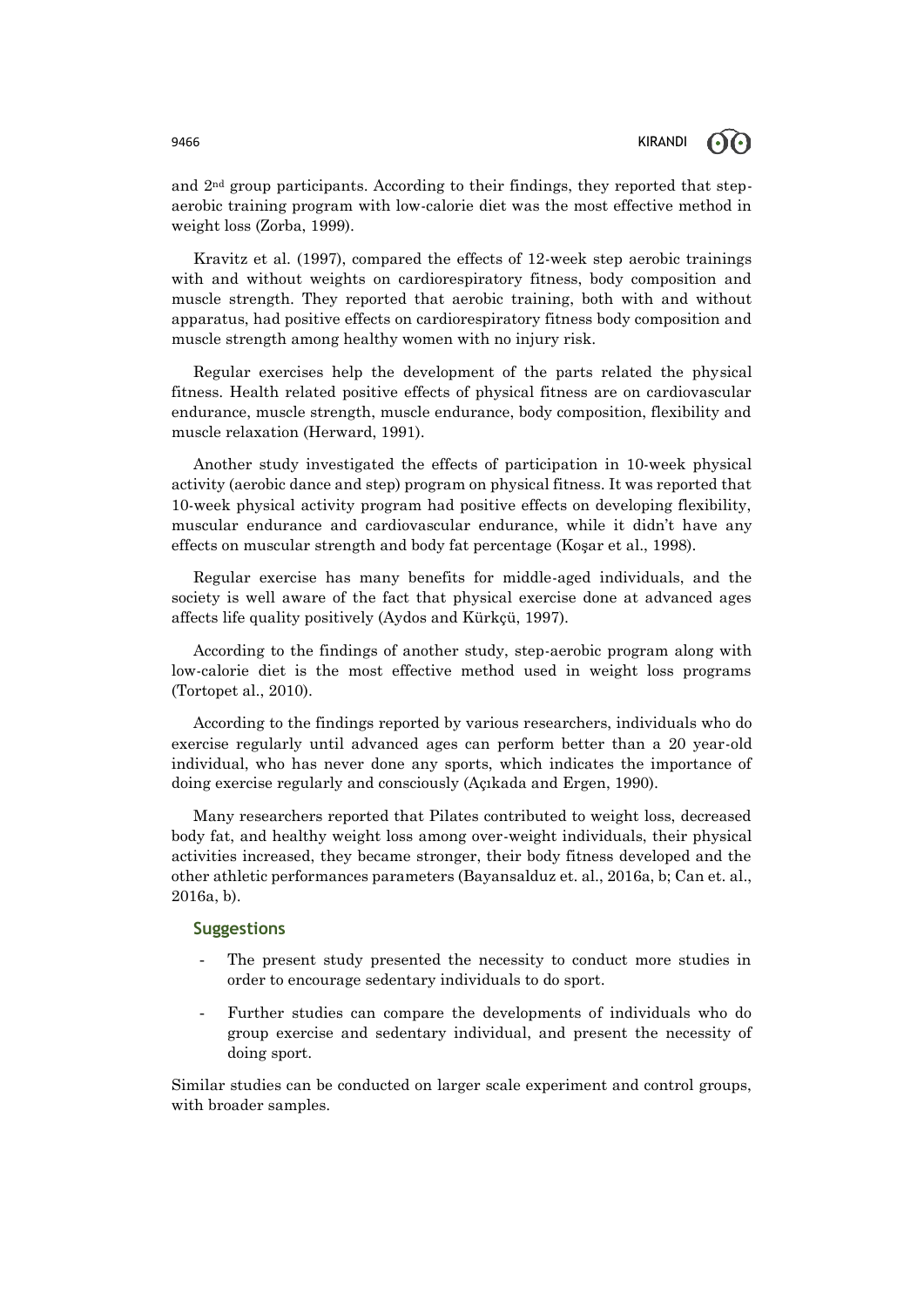and 2nd group participants. According to their findings, they reported that step-aerobic training program with low-calorie diet was the most effective method in weight loss (Zorba, 1999).

Kravitz et al. (1997), compared the effects of 12-week step aerobic trainings with and without weights on cardiorespiratory fitness, body composition and muscle strength. They reported that aerobic training, both with and without apparatus, had positive effects on cardiorespiratory fitness body composition and muscle strength among healthy women with no injury risk.

Regular exercises help the development of the parts related the physical fitness. Health related positive effects of physical fitness are on cardiovascular endurance, muscle strength, muscle endurance, body composition, flexibility and muscle relaxation (Herward, 1991).

Another study investigated the effects of participation in 10-week physical activity (aerobic dance and step) program on physical fitness. It was reported that 10-week physical activity program had positive effects on developing flexibility, muscular endurance and cardiovascular endurance, while it didn't have any effects on muscular strength and body fat percentage (Koşar et al., 1998).

Regular exercise has many benefits for middle-aged individuals, and the society is well aware of the fact that physical exercise done at advanced ages affects life quality positively (Aydos and Kürkçü, 1997).

According to the findings of another study, step-aerobic program along with low-calorie diet is the most effective method used in weight loss programs (Tortopet al., 2010).

According to the findings reported by various researchers, individuals who do exercise regularly until advanced ages can perform better than a 20 year-old individual, who has never done any sports, which indicates the importance of doing exercise regularly and consciously (Açıkada and Ergen, 1990).

Many researchers reported that Pilates contributed to weight loss, decreased body fat, and healthy weight loss among over-weight individuals, their physical activities increased, they became stronger, their body fitness developed and the other athletic performances parameters (Bayansalduz et. al., 2016a, b; Can et. al., 2016a, b).

## Suggestions

- The present study presented the necessity to conduct more studies in order to encourage sedentary individuals to do sport.
- Further studies can compare the developments of individuals who do group exercise and sedentary individual, and present the necessity of doing sport.

Similar studies can be conducted on larger scale experiment and control groups, with broader samples.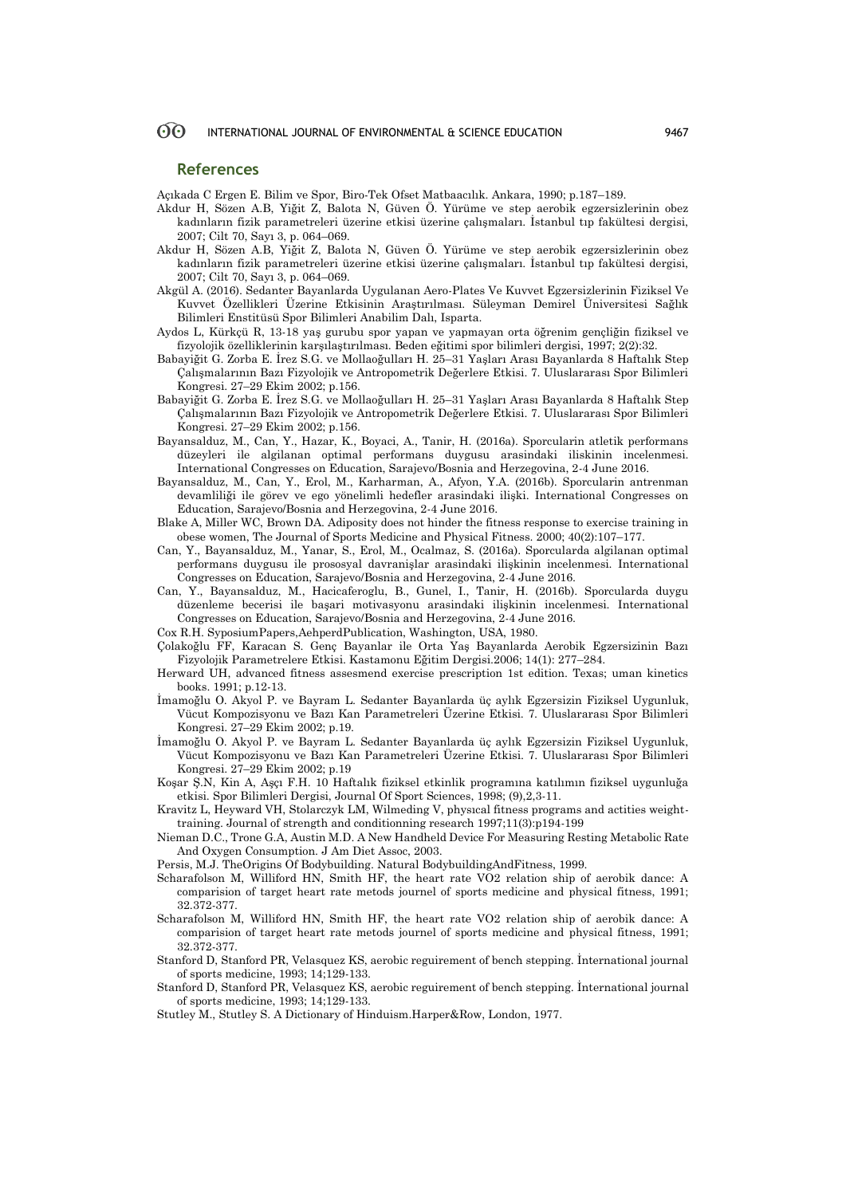## References

Açıkada C Ergen E. Bilim ve Spor, Biro-Tek Ofset Matbaacılık. Ankara, 1990; p.187–189.

Akdur H, Sözen A.B, Yiğit Z, Balota N, Güven Ö. Yürüme ve step aerobik egzersizlerinin obez kadınların fizik parametreleri üzerine etkisi üzerine çalışmaları. İstanbul tıp fakültesi dergisi, 2007; Cilt 70, Sayı 3, p. 064–069.

Akdur H, Sözen A.B, Yiğit Z, Balota N, Güven Ö. Yürüme ve step aerobik egzersizlerinin obez kadınların fizik parametreleri üzerine etkisi üzerine çalışmaları. İstanbul tıp fakültesi dergisi, 2007; Cilt 70, Sayı 3, p. 064–069.

Akgül A. (2016). Sedanter Bayanlarda Uygulanan Aero-Plates Ve Kuvvet Egzersizlerinin Fiziksel Ve Kuvvet Özellikleri Üzerine Etkisinin Araştırılması. Süleyman Demirel Üniversitesi Sağlık Bilimleri Enstitüsü Spor Bilimleri Anabilim Dalı, Isparta.

Aydos L, Kürkçü R, 13-18 yaş gurubu spor yapan ve yapmayan orta öğrenim gençliğin fiziksel ve fizyolojik özelliklerinin karşılaştırılması. Beden eğitimi spor bilimleri dergisi, 1997; 2(2):32.

Babayiğit G. Zorba E. İrez S.G. ve Mollaoğulları H. 25–31 Yaşları Arası Bayanlarda 8 Haftalık Step Çalışmalarının Bazı Fizyolojik ve Antropometrik Değerlere Etkisi. 7. Uluslararası Spor Bilimleri Kongresi. 27–29 Ekim 2002; p.156.

Babayiğit G. Zorba E. İrez S.G. ve Mollaoğulları H. 25–31 Yaşları Arası Bayanlarda 8 Haftalık Step Çalışmalarının Bazı Fizyolojik ve Antropometrik Değerlere Etkisi. 7. Uluslararası Spor Bilimleri Kongresi. 27–29 Ekim 2002; p.156.

Bayansalduz, M., Can, Y., Hazar, K., Boyaci, A., Tanir, H. (2016a). Sporcularin atletik performans düzeyleri ile algilanan optimal performans duygusu arasindaki iliskinin incelenmesi. International Congresses on Education, Sarajevo/Bosnia and Herzegovina, 2-4 June 2016.

Bayansalduz, M., Can, Y., Erol, M., Karharman, A., Afyon, Y.A. (2016b). Sporcularin antrenman devamliliği ile görev ve ego yönelimli hedefler arasindaki ilişki. International Congresses on Education, Sarajevo/Bosnia and Herzegovina, 2-4 June 2016.

Blake A, Miller WC, Brown DA. Adiposity does not hinder the fitness response to exercise training in obese women, The Journal of Sports Medicine and Physical Fitness. 2000; 40(2):107–177.

Can, Y., Bayansalduz, M., Yanar, S., Erol, M., Ocalmaz, S. (2016a). Sporcularda algilanan optimal performans duygusu ile prososyal davranişlar arasindaki ilişkinin incelenmesi. International Congresses on Education, Sarajevo/Bosnia and Herzegovina, 2-4 June 2016.

Can, Y., Bayansalduz, M., Hacicaferoglu, B., Gunel, I., Tanir, H. (2016b). Sporcularda duygu düzenleme becerisi ile başari motivasyonu arasindaki ilişkinin incelenmesi. International Congresses on Education, Sarajevo/Bosnia and Herzegovina, 2-4 June 2016.

Cox R.H. SyposiumPapers,AehperdPublication, Washington, USA, 1980.

Çolakoğlu FF, Karacan S. Genç Bayanlar ile Orta Yaş Bayanlarda Aerobik Egzersizinin Bazı Fizyolojik Parametrelere Etkisi. Kastamonu Eğitim Dergisi.2006; 14(1): 277–284.

Herward UH, advanced fitness assesmend exercise prescription 1st edition. Texas; uman kinetics books. 1991; p.12-13.

İmamoğlu O. Akyol P. ve Bayram L. Sedanter Bayanlarda üç aylık Egzersizin Fiziksel Uygunluk, Vücut Kompozisyonu ve Bazı Kan Parametreleri Üzerine Etkisi. 7. Uluslararası Spor Bilimleri Kongresi. 27–29 Ekim 2002; p.19.

İmamoğlu O. Akyol P. ve Bayram L. Sedanter Bayanlarda üç aylık Egzersizin Fiziksel Uygunluk, Vücut Kompozisyonu ve Bazı Kan Parametreleri Üzerine Etkisi. 7. Uluslararası Spor Bilimleri Kongresi. 27–29 Ekim 2002; p.19

Koşar Ş.N, Kin A, Aşçı F.H. 10 Haftalık fiziksel etkinlik programına katılımın fiziksel uygunluğa etkisi. Spor Bilimleri Dergisi, Journal Of Sport Sciences, 1998; (9),2,3-11.

Kravitz L, Heyward VH, Stolarczyk LM, Wilmeding V, physıcal fitness programs and actities weight-training. Journal of strength and conditionning research 1997;11(3):p194-199

Nieman D.C., Trone G.A, Austin M.D. A New Handheld Device For Measuring Resting Metabolic Rate And Oxygen Consumption. J Am Diet Assoc, 2003.

Persis, M.J. TheOrigins Of Bodybuilding. Natural BodybuildingAndFitness, 1999.

Scharafolson M, Williford HN, Smith HF, the heart rate VO2 relation ship of aerobik dance: A comparision of target heart rate metods journel of sports medicine and physical fitness, 1991; 32.372-377.

Scharafolson M, Williford HN, Smith HF, the heart rate VO2 relation ship of aerobik dance: A comparision of target heart rate metods journel of sports medicine and physical fitness, 1991; 32.372-377.

Stanford D, Stanford PR, Velasquez KS, aerobic reguirement of bench stepping. İnternational journal of sports medicine, 1993; 14;129-133.

Stanford D, Stanford PR, Velasquez KS, aerobic reguirement of bench stepping. İnternational journal of sports medicine, 1993; 14;129-133.

Stutley M., Stutley S. A Dictionary of Hinduism.Harper&Row, London, 1977.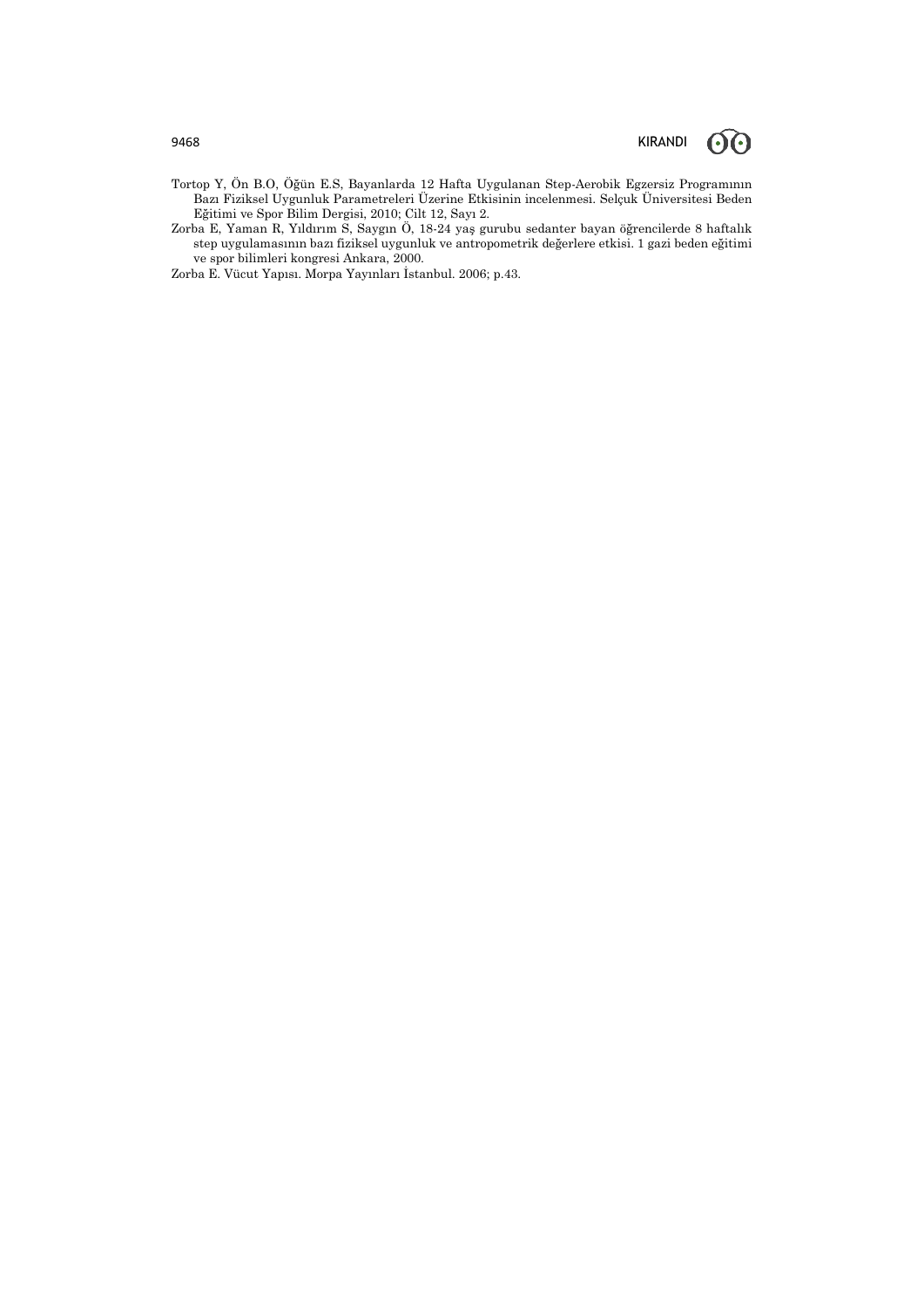Tortop Y, Ön B.O, Öğün E.S, Bayanlarda 12 Hafta Uygulanan Step-Aerobik Egzersiz Programının Bazı Fiziksel Uygunluk Parametreleri Üzerine Etkisinin incelenmesi. Selçuk Üniversitesi Beden Eğitimi ve Spor Bilim Dergisi, 2010; Cilt 12, Sayı 2.

Zorba E, Yaman R, Yıldırım S, Saygın Ö, 18-24 yaş gurubu sedanter bayan öğrencilerde 8 haftalık step uygulamasının bazı fiziksel uygunluk ve antropometrik değerlere etkisi. 1 gazi beden eğitimi ve spor bilimleri kongresi Ankara, 2000.

Zorba E. Vücut Yapısı. Morpa Yayınları İstanbul. 2006; p.43.